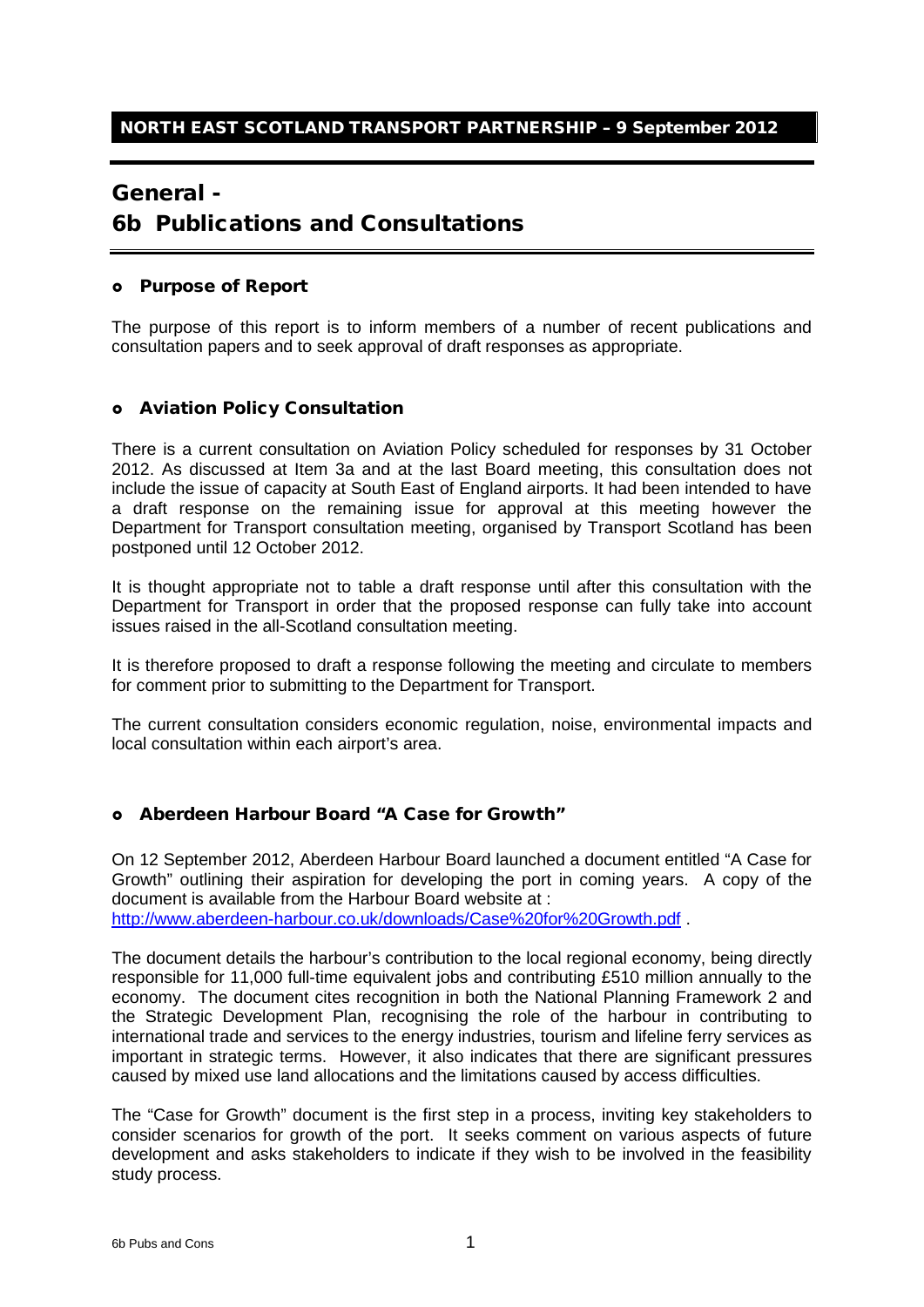**NORTH EAST SCOTLAND TRANSPORT PARTNERSHIP – 9 September 2012**

# General - 6b Publications and Consultations

## Purpose of Report

The purpose of this report is to inform members of a number of recent publications and consultation papers and to seek approval of draft responses as appropriate.

## Aviation Policy Consultation

There is a current consultation on Aviation Policy scheduled for responses by 31 October 2012. As discussed at Item 3a and at the last Board meeting, this consultation does not include the issue of capacity at South East of England airports. It had been intended to have a draft response on the remaining issue for approval at this meeting however the Department for Transport consultation meeting, organised by Transport Scotland has been postponed until 12 October 2012.

It is thought appropriate not to table a draft response until after this consultation with the Department for Transport in order that the proposed response can fully take into account issues raised in the all-Scotland consultation meeting.

It is therefore proposed to draft a response following the meeting and circulate to members for comment prior to submitting to the Department for Transport.

The current consultation considers economic regulation, noise, environmental impacts and local consultation within each airport's area.

## Aberdeen Harbour Board "A Case for Growth"

On 12 September 2012, Aberdeen Harbour Board launched a document entitled "A Case for Growth" outlining their aspiration for developing the port in coming years. A copy of the document is available from the Harbour Board website at : http://www.aberdeen-harbour.co.uk/downloads/Case%20for%20Growth.pdf .

The document details the harbour's contribution to the local regional economy, being directly responsible for 11,000 full-time equivalent jobs and contributing £510 million annually to the economy. The document cites recognition in both the National Planning Framework 2 and the Strategic Development Plan, recognising the role of the harbour in contributing to international trade and services to the energy industries, tourism and lifeline ferry services as important in strategic terms. However, it also indicates that there are significant pressures caused by mixed use land allocations and the limitations caused by access difficulties.

The "Case for Growth" document is the first step in a process, inviting key stakeholders to consider scenarios for growth of the port. It seeks comment on various aspects of future development and asks stakeholders to indicate if they wish to be involved in the feasibility study process.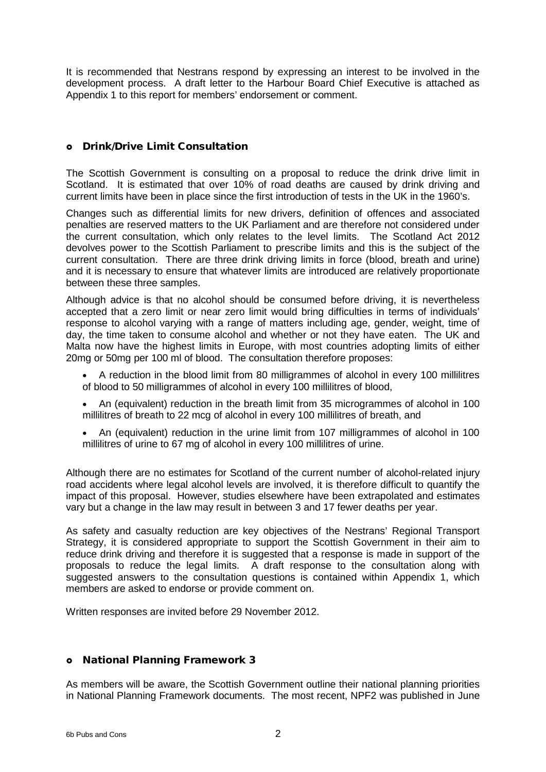It is recommended that Nestrans respond by expressing an interest to be involved in the development process. A draft letter to the Harbour Board Chief Executive is attached as Appendix 1 to this report for members' endorsement or comment.

- **Drink/Drive Limit Consultation**

The Scottish Government is consulting on a proposal to reduce the drink drive limit in Scotland. It is estimated that over 10% of road deaths are caused by drink driving and current limits have been in place since the first introduction of tests in the UK in the 1960's.

Changes such as differential limits for new drivers, definition of offences and associated penalties are reserved matters to the UK Parliament and are therefore not considered under the current consultation, which only relates to the level limits. The Scotland Act 2012 devolves power to the Scottish Parliament to prescribe limits and this is the subject of the current consultation. There are three drink driving limits in force (blood, breath and urine) and it is necessary to ensure that whatever limits are introduced are relatively proportionate between these three samples.

Although advice is that no alcohol should be consumed before driving, it is nevertheless accepted that a zero limit or near zero limit would bring difficulties in terms of individuals' response to alcohol varying with a range of matters including age, gender, weight, time of day, the time taken to consume alcohol and whether or not they have eaten. The UK and Malta now have the highest limits in Europe, with most countries adopting limits of either 20mg or 50mg per 100 ml of blood. The consultation therefore proposes:

- A reduction in the blood limit from 80 milligrammes of alcohol in every 100 millilitres of blood to 50 milligrammes of alcohol in every 100 millilitres of blood,
- An (equivalent) reduction in the breath limit from 35 microgrammes of alcohol in 100 millilitres of breath to 22 mcg of alcohol in every 100 millilitres of breath, and
- An (equivalent) reduction in the urine limit from 107 milligrammes of alcohol in 100 millilitres of urine to 67 mg of alcohol in every 100 millilitres of urine.

Although there are no estimates for Scotland of the current number of alcohol-related injury road accidents where legal alcohol levels are involved, it is therefore difficult to quantify the impact of this proposal. However, studies elsewhere have been extrapolated and estimates vary but a change in the law may result in between 3 and 17 fewer deaths per year.

As safety and casualty reduction are key objectives of the Nestrans' Regional Transport Strategy, it is considered appropriate to support the Scottish Government in their aim to reduce drink driving and therefore it is suggested that a response is made in support of the proposals to reduce the legal limits. A draft response to the consultation along with suggested answers to the consultation questions is contained within Appendix 1, which members are asked to endorse or provide comment on.

Written responses are invited before 29 November 2012.

- **National Planning Framework 3**

As members will be aware, the Scottish Government outline their national planning priorities in National Planning Framework documents. The most recent, NPF2 was published in June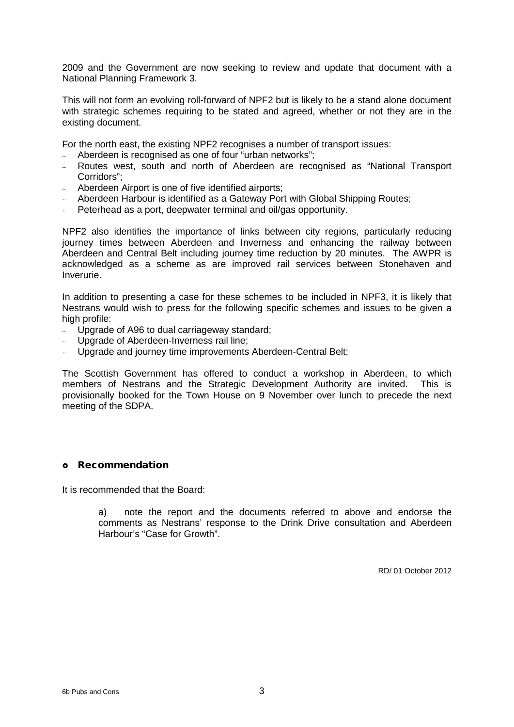2009 and the Government are now seeking to review and update that document with a National Planning Framework 3.

This will not form an evolving roll-forward of NPF2 but is likely to be a stand alone document with strategic schemes requiring to be stated and agreed, whether or not they are in the existing document.

For the north east, the existing NPF2 recognises a number of transport issues:

- Aberdeen is recognised as one of four "urban networks";
- Routes west, south and north of Aberdeen are recognised as "National Transport Corridors";
- Aberdeen Airport is one of five identified airports;
- Aberdeen Harbour is identified as a Gateway Port with Global Shipping Routes;
- Peterhead as a port, deepwater terminal and oil/gas opportunity.

NPF2 also identifies the importance of links between city regions, particularly reducing journey times between Aberdeen and Inverness and enhancing the railway between Aberdeen and Central Belt including journey time reduction by 20 minutes. The AWPR is acknowledged as a scheme as are improved rail services between Stonehaven and Inverurie.

In addition to presenting a case for these schemes to be included in NPF3, it is likely that Nestrans would wish to press for the following specific schemes and issues to be given a high profile:

- Upgrade of A96 to dual carriageway standard;
- Upgrade of Aberdeen-Inverness rail line;
- Upgrade and journey time improvements Aberdeen-Central Belt;

The Scottish Government has offered to conduct a workshop in Aberdeen, to which members of Nestrans and the Strategic Development Authority are invited. This is provisionally booked for the Town House on 9 November over lunch to precede the next meeting of the SDPA.

## Recommendation

It is recommended that the Board:

a) note the report and the documents referred to above and endorse the comments as Nestrans' response to the Drink Drive consultation and Aberdeen Harbour's "Case for Growth".

RD/ 01 October 2012